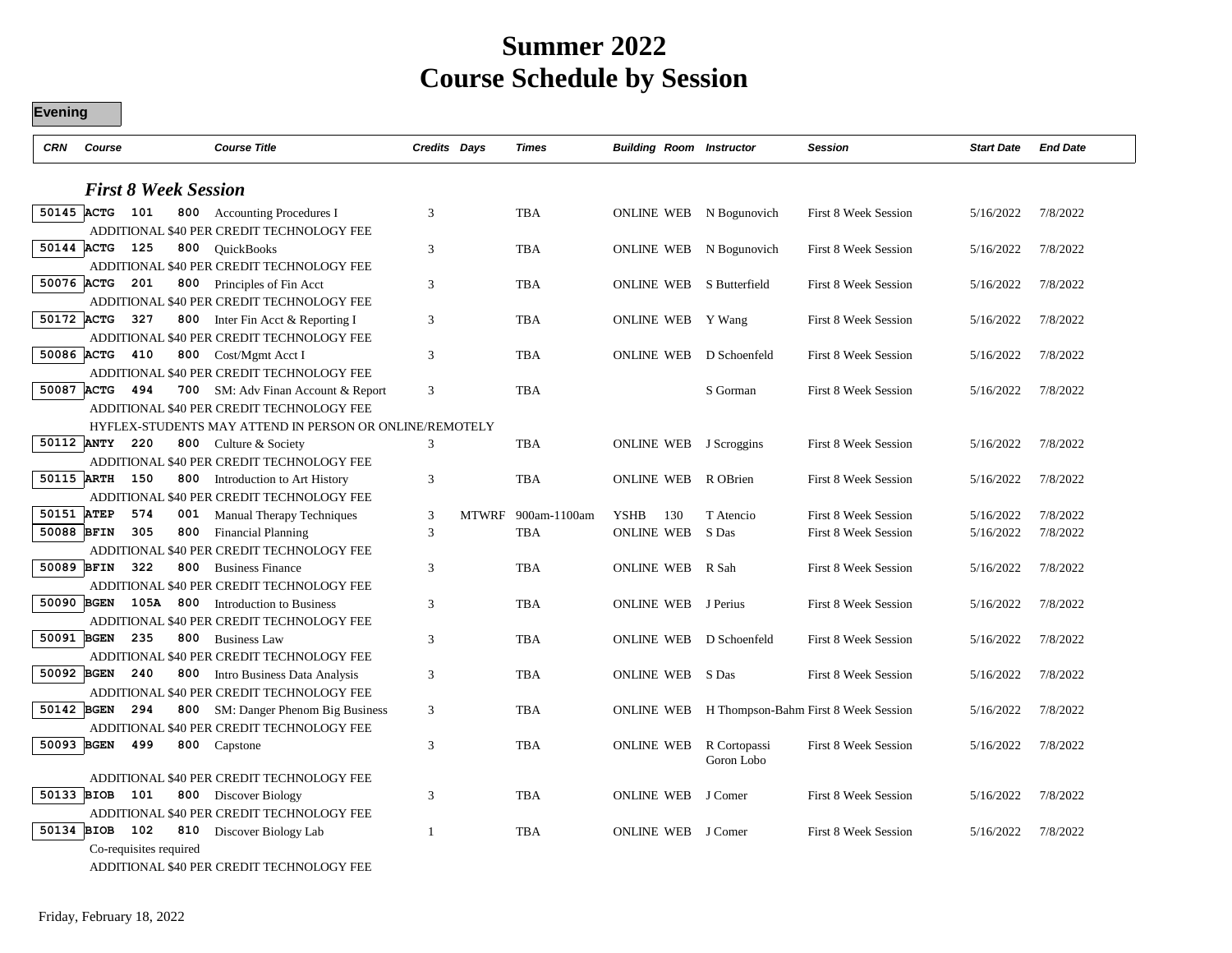# Summer 2022
# Course Schedule by Session

**Evening**

| CRN | Course | | | Course Title | Credits | Days | Times | Building | Room | Instructor | Session | Start Date | End Date |
|---|---|---|---|---|---|---|---|---|---|---|---|---|---|
| | ***First 8 Week Session*** | | | | | | | | | | | | |
| 50145 | ACTG | 101 | 800 | Accounting Procedures I | 3 | | TBA | ONLINE | WEB | N Bogunovich | First 8 Week Session | 5/16/2022 | 7/8/2022 |
| | ADDITIONAL $40 PER CREDIT TECHNOLOGY FEE | | | | | | | | | | | | |
| 50144 | ACTG | 125 | 800 | QuickBooks | 3 | | TBA | ONLINE | WEB | N Bogunovich | First 8 Week Session | 5/16/2022 | 7/8/2022 |
| | ADDITIONAL $40 PER CREDIT TECHNOLOGY FEE | | | | | | | | | | | | |
| 50076 | ACTG | 201 | 800 | Principles of Fin Acct | 3 | | TBA | ONLINE | WEB | S Butterfield | First 8 Week Session | 5/16/2022 | 7/8/2022 |
| | ADDITIONAL $40 PER CREDIT TECHNOLOGY FEE | | | | | | | | | | | | |
| 50172 | ACTG | 327 | 800 | Inter Fin Acct & Reporting I | 3 | | TBA | ONLINE | WEB | Y Wang | First 8 Week Session | 5/16/2022 | 7/8/2022 |
| | ADDITIONAL $40 PER CREDIT TECHNOLOGY FEE | | | | | | | | | | | | |
| 50086 | ACTG | 410 | 800 | Cost/Mgmt Acct I | 3 | | TBA | ONLINE | WEB | D Schoenfeld | First 8 Week Session | 5/16/2022 | 7/8/2022 |
| | ADDITIONAL $40 PER CREDIT TECHNOLOGY FEE | | | | | | | | | | | | |
| 50087 | ACTG | 494 | 700 | SM: Adv Finan Account & Report | 3 | | TBA | | | S Gorman | First 8 Week Session | 5/16/2022 | 7/8/2022 |
| | ADDITIONAL $40 PER CREDIT TECHNOLOGY FEE | | | | | | | | | | | | |
| | HYFLEX-STUDENTS MAY ATTEND IN PERSON OR ONLINE/REMOTELY | | | | | | | | | | | | |
| 50112 | ANTY | 220 | 800 | Culture & Society | 3 | | TBA | ONLINE | WEB | J Scroggins | First 8 Week Session | 5/16/2022 | 7/8/2022 |
| | ADDITIONAL $40 PER CREDIT TECHNOLOGY FEE | | | | | | | | | | | | |
| 50115 | ARTH | 150 | 800 | Introduction to Art History | 3 | | TBA | ONLINE | WEB | R OBrien | First 8 Week Session | 5/16/2022 | 7/8/2022 |
| | ADDITIONAL $40 PER CREDIT TECHNOLOGY FEE | | | | | | | | | | | | |
| 50151 | ATEP | 574 | 001 | Manual Therapy Techniques | 3 | MTWRF | 900am-1100am | YSHB | 130 | T Atencio | First 8 Week Session | 5/16/2022 | 7/8/2022 |
| 50088 | BFIN | 305 | 800 | Financial Planning | 3 | | TBA | ONLINE | WEB | S Das | First 8 Week Session | 5/16/2022 | 7/8/2022 |
| | ADDITIONAL $40 PER CREDIT TECHNOLOGY FEE | | | | | | | | | | | | |
| 50089 | BFIN | 322 | 800 | Business Finance | 3 | | TBA | ONLINE | WEB | R Sah | First 8 Week Session | 5/16/2022 | 7/8/2022 |
| | ADDITIONAL $40 PER CREDIT TECHNOLOGY FEE | | | | | | | | | | | | |
| 50090 | BGEN | 105A | 800 | Introduction to Business | 3 | | TBA | ONLINE | WEB | J Perius | First 8 Week Session | 5/16/2022 | 7/8/2022 |
| | ADDITIONAL $40 PER CREDIT TECHNOLOGY FEE | | | | | | | | | | | | |
| 50091 | BGEN | 235 | 800 | Business Law | 3 | | TBA | ONLINE | WEB | D Schoenfeld | First 8 Week Session | 5/16/2022 | 7/8/2022 |
| | ADDITIONAL $40 PER CREDIT TECHNOLOGY FEE | | | | | | | | | | | | |
| 50092 | BGEN | 240 | 800 | Intro Business Data Analysis | 3 | | TBA | ONLINE | WEB | S Das | First 8 Week Session | 5/16/2022 | 7/8/2022 |
| | ADDITIONAL $40 PER CREDIT TECHNOLOGY FEE | | | | | | | | | | | | |
| 50142 | BGEN | 294 | 800 | SM: Danger Phenom Big Business | 3 | | TBA | ONLINE | WEB | H Thompson-Bahm | First 8 Week Session | 5/16/2022 | 7/8/2022 |
| | ADDITIONAL $40 PER CREDIT TECHNOLOGY FEE | | | | | | | | | | | | |
| 50093 | BGEN | 499 | 800 | Capstone | 3 | | TBA | ONLINE | WEB | R Cortopassi<br>Goron Lobo | First 8 Week Session | 5/16/2022 | 7/8/2022 |
| | ADDITIONAL $40 PER CREDIT TECHNOLOGY FEE | | | | | | | | | | | | |
| 50133 | BIOB | 101 | 800 | Discover Biology | 3 | | TBA | ONLINE | WEB | J Comer | First 8 Week Session | 5/16/2022 | 7/8/2022 |
| | ADDITIONAL $40 PER CREDIT TECHNOLOGY FEE | | | | | | | | | | | | |
| 50134 | BIOB | 102 | 810 | Discover Biology Lab | 1 | | TBA | ONLINE | WEB | J Comer | First 8 Week Session | 5/16/2022 | 7/8/2022 |
| | Co-requisites required | | | | | | | | | | | | |
| | ADDITIONAL $40 PER CREDIT TECHNOLOGY FEE | | | | | | | | | | | | |

Friday, February 18, 2022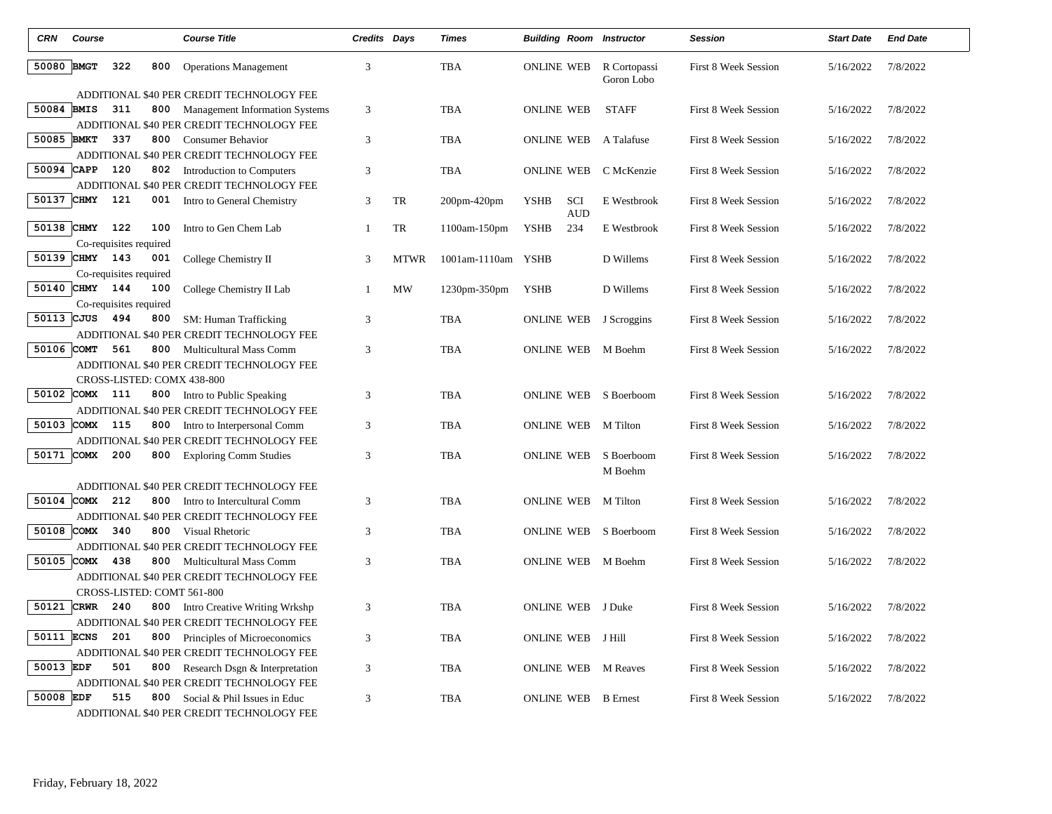| CRN | Course | | | Course Title | Credits | Days | Times | Building | Room | Instructor | Session | Start Date | End Date |
|---|---|---|---|---|---|---|---|---|---|---|---|---|---|
| 50080 | BMGT | 322 | 800 | Operations Management | 3 | | TBA | ONLINE | WEB | R Cortopassi Goron Lobo | First 8 Week Session | 5/16/2022 | 7/8/2022 |
| | | | | ADDITIONAL $40 PER CREDIT TECHNOLOGY FEE | | | | | | | | | |
| 50084 | BMIS | 311 | 800 | Management Information Systems | 3 | | TBA | ONLINE | WEB | STAFF | First 8 Week Session | 5/16/2022 | 7/8/2022 |
| | | | | ADDITIONAL $40 PER CREDIT TECHNOLOGY FEE | | | | | | | | | |
| 50085 | BMKT | 337 | 800 | Consumer Behavior | 3 | | TBA | ONLINE | WEB | A Talafuse | First 8 Week Session | 5/16/2022 | 7/8/2022 |
| | | | | ADDITIONAL $40 PER CREDIT TECHNOLOGY FEE | | | | | | | | | |
| 50094 | CAPP | 120 | 802 | Introduction to Computers | 3 | | TBA | ONLINE | WEB | C McKenzie | First 8 Week Session | 5/16/2022 | 7/8/2022 |
| | | | | ADDITIONAL $40 PER CREDIT TECHNOLOGY FEE | | | | | | | | | |
| 50137 | CHMY | 121 | 001 | Intro to General Chemistry | 3 | TR | 200pm-420pm | YSHB | SCI AUD | E Westbrook | First 8 Week Session | 5/16/2022 | 7/8/2022 |
| 50138 | CHMY | 122 | 100 | Intro to Gen Chem Lab | 1 | TR | 1100am-150pm | YSHB | 234 | E Westbrook | First 8 Week Session | 5/16/2022 | 7/8/2022 |
| | | | | Co-requisites required | | | | | | | | | |
| 50139 | CHMY | 143 | 001 | College Chemistry II | 3 | MTWR | 1001am-1110am | YSHB | | D Willems | First 8 Week Session | 5/16/2022 | 7/8/2022 |
| | | | | Co-requisites required | | | | | | | | | |
| 50140 | CHMY | 144 | 100 | College Chemistry II Lab | 1 | MW | 1230pm-350pm | YSHB | | D Willems | First 8 Week Session | 5/16/2022 | 7/8/2022 |
| | | | | Co-requisites required | | | | | | | | | |
| 50113 | CJUS | 494 | 800 | SM: Human Trafficking | 3 | | TBA | ONLINE | WEB | J Scroggins | First 8 Week Session | 5/16/2022 | 7/8/2022 |
| | | | | ADDITIONAL $40 PER CREDIT TECHNOLOGY FEE | | | | | | | | | |
| 50106 | COMT | 561 | 800 | Multicultural Mass Comm | 3 | | TBA | ONLINE | WEB | M Boehm | First 8 Week Session | 5/16/2022 | 7/8/2022 |
| | | | | ADDITIONAL $40 PER CREDIT TECHNOLOGY FEE | | | | | | | | | |
| | | | | CROSS-LISTED: COMX 438-800 | | | | | | | | | |
| 50102 | COMX | 111 | 800 | Intro to Public Speaking | 3 | | TBA | ONLINE | WEB | S Boerboom | First 8 Week Session | 5/16/2022 | 7/8/2022 |
| | | | | ADDITIONAL $40 PER CREDIT TECHNOLOGY FEE | | | | | | | | | |
| 50103 | COMX | 115 | 800 | Intro to Interpersonal Comm | 3 | | TBA | ONLINE | WEB | M Tilton | First 8 Week Session | 5/16/2022 | 7/8/2022 |
| | | | | ADDITIONAL $40 PER CREDIT TECHNOLOGY FEE | | | | | | | | | |
| 50171 | COMX | 200 | 800 | Exploring Comm Studies | 3 | | TBA | ONLINE | WEB | S Boerboom M Boehm | First 8 Week Session | 5/16/2022 | 7/8/2022 |
| | | | | ADDITIONAL $40 PER CREDIT TECHNOLOGY FEE | | | | | | | | | |
| 50104 | COMX | 212 | 800 | Intro to Intercultural Comm | 3 | | TBA | ONLINE | WEB | M Tilton | First 8 Week Session | 5/16/2022 | 7/8/2022 |
| | | | | ADDITIONAL $40 PER CREDIT TECHNOLOGY FEE | | | | | | | | | |
| 50108 | COMX | 340 | 800 | Visual Rhetoric | 3 | | TBA | ONLINE | WEB | S Boerboom | First 8 Week Session | 5/16/2022 | 7/8/2022 |
| | | | | ADDITIONAL $40 PER CREDIT TECHNOLOGY FEE | | | | | | | | | |
| 50105 | COMX | 438 | 800 | Multicultural Mass Comm | 3 | | TBA | ONLINE | WEB | M Boehm | First 8 Week Session | 5/16/2022 | 7/8/2022 |
| | | | | ADDITIONAL $40 PER CREDIT TECHNOLOGY FEE | | | | | | | | | |
| | | | | CROSS-LISTED: COMT 561-800 | | | | | | | | | |
| 50121 | CRWR | 240 | 800 | Intro Creative Writing Wrkshp | 3 | | TBA | ONLINE | WEB | J Duke | First 8 Week Session | 5/16/2022 | 7/8/2022 |
| | | | | ADDITIONAL $40 PER CREDIT TECHNOLOGY FEE | | | | | | | | | |
| 50111 | ECNS | 201 | 800 | Principles of Microeconomics | 3 | | TBA | ONLINE | WEB | J Hill | First 8 Week Session | 5/16/2022 | 7/8/2022 |
| | | | | ADDITIONAL $40 PER CREDIT TECHNOLOGY FEE | | | | | | | | | |
| 50013 | EDF | 501 | 800 | Research Dsgn & Interpretation | 3 | | TBA | ONLINE | WEB | M Reaves | First 8 Week Session | 5/16/2022 | 7/8/2022 |
| | | | | ADDITIONAL $40 PER CREDIT TECHNOLOGY FEE | | | | | | | | | |
| 50008 | EDF | 515 | 800 | Social & Phil Issues in Educ | 3 | | TBA | ONLINE | WEB | B Ernest | First 8 Week Session | 5/16/2022 | 7/8/2022 |
| | | | | ADDITIONAL $40 PER CREDIT TECHNOLOGY FEE | | | | | | | | | |

Friday, February 18, 2022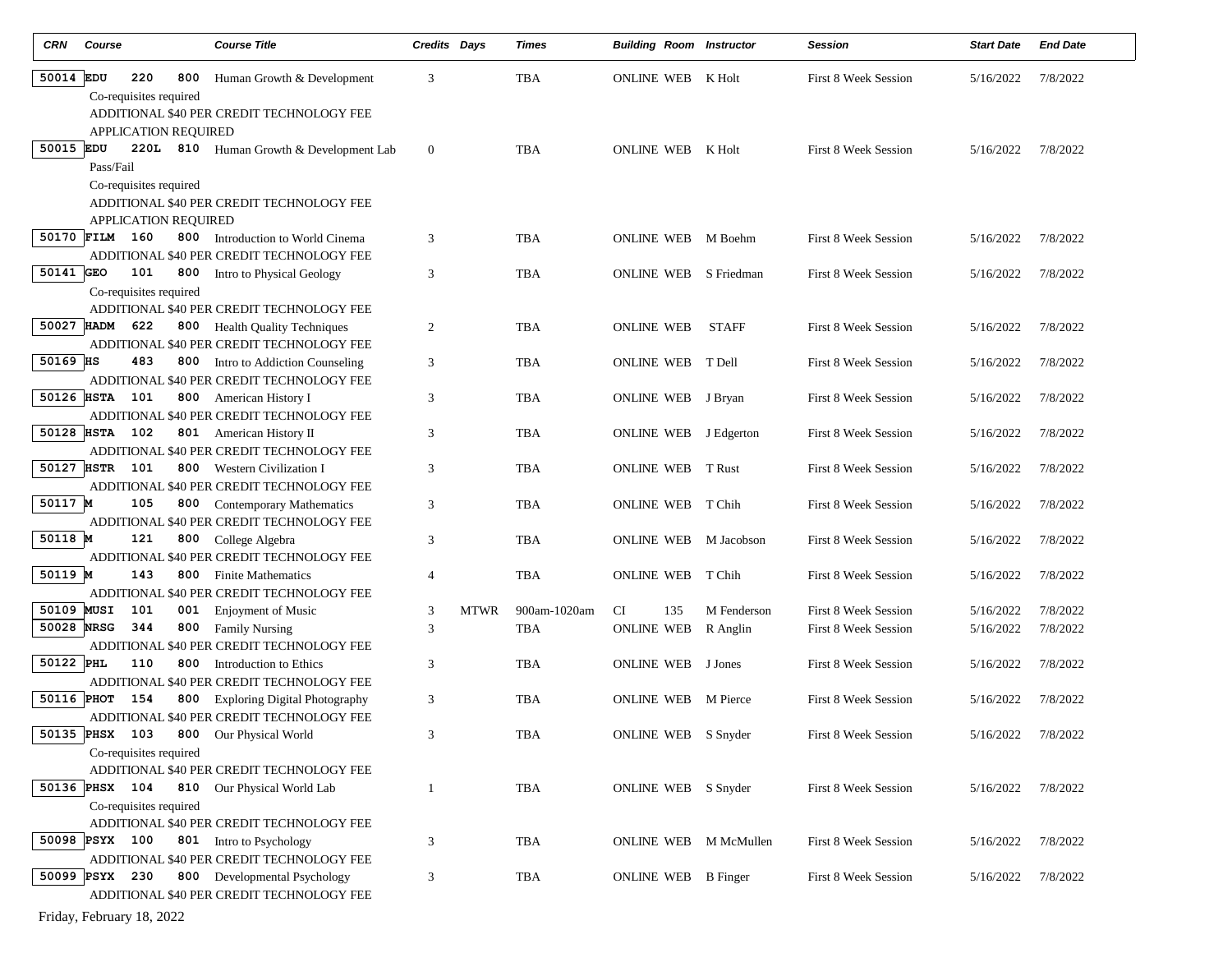| CRN | Course | | | Course Title | Credits | Days | Times | Building | Room | Instructor | Session | Start Date | End Date |
|---|---|---|---|---|---|---|---|---|---|---|---|---|---|
| 50014 | EDU | 220 | 800 | Human Growth & Development | 3 | | TBA | ONLINE | WEB | K Holt | First 8 Week Session | 5/16/2022 | 7/8/2022 |
| | Co-requisites required<br>ADDITIONAL $40 PER CREDIT TECHNOLOGY FEE<br>APPLICATION REQUIRED | | | | | | | | | | | | |
| 50015 | EDU | 220L | 810 | Human Growth & Development Lab | 0 | | TBA | ONLINE | WEB | K Holt | First 8 Week Session | 5/16/2022 | 7/8/2022 |
| | Pass/Fail<br>Co-requisites required<br>ADDITIONAL $40 PER CREDIT TECHNOLOGY FEE<br>APPLICATION REQUIRED | | | | | | | | | | | | |
| 50170 | FILM | 160 | 800 | Introduction to World Cinema | 3 | | TBA | ONLINE | WEB | M Boehm | First 8 Week Session | 5/16/2022 | 7/8/2022 |
| | ADDITIONAL $40 PER CREDIT TECHNOLOGY FEE | | | | | | | | | | | | |
| 50141 | GEO | 101 | 800 | Intro to Physical Geology | 3 | | TBA | ONLINE | WEB | S Friedman | First 8 Week Session | 5/16/2022 | 7/8/2022 |
| | Co-requisites required<br>ADDITIONAL $40 PER CREDIT TECHNOLOGY FEE | | | | | | | | | | | | |
| 50027 | HADM | 622 | 800 | Health Quality Techniques | 2 | | TBA | ONLINE | WEB | STAFF | First 8 Week Session | 5/16/2022 | 7/8/2022 |
| | ADDITIONAL $40 PER CREDIT TECHNOLOGY FEE | | | | | | | | | | | | |
| 50169 | HS | 483 | 800 | Intro to Addiction Counseling | 3 | | TBA | ONLINE | WEB | T Dell | First 8 Week Session | 5/16/2022 | 7/8/2022 |
| | ADDITIONAL $40 PER CREDIT TECHNOLOGY FEE | | | | | | | | | | | | |
| 50126 | HSTA | 101 | 800 | American History I | 3 | | TBA | ONLINE | WEB | J Bryan | First 8 Week Session | 5/16/2022 | 7/8/2022 |
| | ADDITIONAL $40 PER CREDIT TECHNOLOGY FEE | | | | | | | | | | | | |
| 50128 | HSTA | 102 | 801 | American History II | 3 | | TBA | ONLINE | WEB | J Edgerton | First 8 Week Session | 5/16/2022 | 7/8/2022 |
| | ADDITIONAL $40 PER CREDIT TECHNOLOGY FEE | | | | | | | | | | | | |
| 50127 | HSTR | 101 | 800 | Western Civilization I | 3 | | TBA | ONLINE | WEB | T Rust | First 8 Week Session | 5/16/2022 | 7/8/2022 |
| | ADDITIONAL $40 PER CREDIT TECHNOLOGY FEE | | | | | | | | | | | | |
| 50117 | M | 105 | 800 | Contemporary Mathematics | 3 | | TBA | ONLINE | WEB | T Chih | First 8 Week Session | 5/16/2022 | 7/8/2022 |
| | ADDITIONAL $40 PER CREDIT TECHNOLOGY FEE | | | | | | | | | | | | |
| 50118 | M | 121 | 800 | College Algebra | 3 | | TBA | ONLINE | WEB | M Jacobson | First 8 Week Session | 5/16/2022 | 7/8/2022 |
| | ADDITIONAL $40 PER CREDIT TECHNOLOGY FEE | | | | | | | | | | | | |
| 50119 | M | 143 | 800 | Finite Mathematics | 4 | | TBA | ONLINE | WEB | T Chih | First 8 Week Session | 5/16/2022 | 7/8/2022 |
| | ADDITIONAL $40 PER CREDIT TECHNOLOGY FEE | | | | | | | | | | | | |
| 50109 | MUSI | 101 | 001 | Enjoyment of Music | 3 | MTWR | 900am-1020am | CI | 135 | M Fenderson | First 8 Week Session | 5/16/2022 | 7/8/2022 |
| 50028 | NRSG | 344 | 800 | Family Nursing | 3 | | TBA | ONLINE | WEB | R Anglin | First 8 Week Session | 5/16/2022 | 7/8/2022 |
| | ADDITIONAL $40 PER CREDIT TECHNOLOGY FEE | | | | | | | | | | | | |
| 50122 | PHL | 110 | 800 | Introduction to Ethics | 3 | | TBA | ONLINE | WEB | J Jones | First 8 Week Session | 5/16/2022 | 7/8/2022 |
| | ADDITIONAL $40 PER CREDIT TECHNOLOGY FEE | | | | | | | | | | | | |
| 50116 | PHOT | 154 | 800 | Exploring Digital Photography | 3 | | TBA | ONLINE | WEB | M Pierce | First 8 Week Session | 5/16/2022 | 7/8/2022 |
| | ADDITIONAL $40 PER CREDIT TECHNOLOGY FEE | | | | | | | | | | | | |
| 50135 | PHSX | 103 | 800 | Our Physical World | 3 | | TBA | ONLINE | WEB | S Snyder | First 8 Week Session | 5/16/2022 | 7/8/2022 |
| | Co-requisites required<br>ADDITIONAL $40 PER CREDIT TECHNOLOGY FEE | | | | | | | | | | | | |
| 50136 | PHSX | 104 | 810 | Our Physical World Lab | 1 | | TBA | ONLINE | WEB | S Snyder | First 8 Week Session | 5/16/2022 | 7/8/2022 |
| | Co-requisites required<br>ADDITIONAL $40 PER CREDIT TECHNOLOGY FEE | | | | | | | | | | | | |
| 50098 | PSYX | 100 | 801 | Intro to Psychology | 3 | | TBA | ONLINE | WEB | M McMullen | First 8 Week Session | 5/16/2022 | 7/8/2022 |
| | ADDITIONAL $40 PER CREDIT TECHNOLOGY FEE | | | | | | | | | | | | |
| 50099 | PSYX | 230 | 800 | Developmental Psychology | 3 | | TBA | ONLINE | WEB | B Finger | First 8 Week Session | 5/16/2022 | 7/8/2022 |
| | ADDITIONAL $40 PER CREDIT TECHNOLOGY FEE | | | | | | | | | | | | |

Friday, February 18, 2022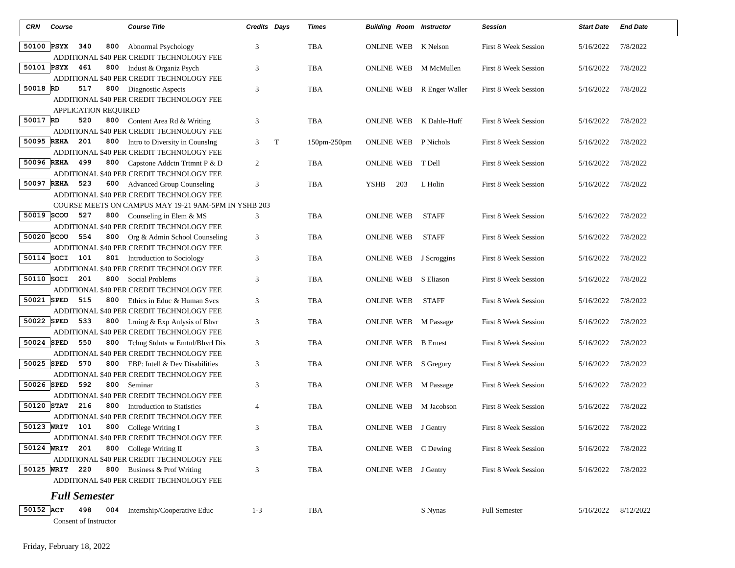| CRN | Course | | | Course Title | Credits | Days | Times | Building | Room | Instructor | Session | Start Date | End Date |
|---|---|---|---|---|---|---|---|---|---|---|---|---|---|
| 50100 | PSYX | 340 | 800 | Abnormal Psychology | 3 | | TBA | ONLINE | WEB | K Nelson | First 8 Week Session | 5/16/2022 | 7/8/2022 |
| | ADDITIONAL $40 PER CREDIT TECHNOLOGY FEE | | | | | | | | | | | | |
| 50101 | PSYX | 461 | 800 | Indust & Organiz Psych | 3 | | TBA | ONLINE | WEB | M McMullen | First 8 Week Session | 5/16/2022 | 7/8/2022 |
| | ADDITIONAL $40 PER CREDIT TECHNOLOGY FEE | | | | | | | | | | | | |
| 50018 | RD | 517 | 800 | Diagnostic Aspects | 3 | | TBA | ONLINE | WEB | R Enger Waller | First 8 Week Session | 5/16/2022 | 7/8/2022 |
| | ADDITIONAL $40 PER CREDIT TECHNOLOGY FEE | | | | | | | | | | | | |
| | APPLICATION REQUIRED | | | | | | | | | | | | |
| 50017 | RD | 520 | 800 | Content Area Rd & Writing | 3 | | TBA | ONLINE | WEB | K Dahle-Huff | First 8 Week Session | 5/16/2022 | 7/8/2022 |
| | ADDITIONAL $40 PER CREDIT TECHNOLOGY FEE | | | | | | | | | | | | |
| 50095 | REHA | 201 | 800 | Intro to Diversity in Counslng | 3 | T | 150pm-250pm | ONLINE | WEB | P Nichols | First 8 Week Session | 5/16/2022 | 7/8/2022 |
| | ADDITIONAL $40 PER CREDIT TECHNOLOGY FEE | | | | | | | | | | | | |
| 50096 | REHA | 499 | 800 | Capstone Addctn Trtmnt P & D | 2 | | TBA | ONLINE | WEB | T Dell | First 8 Week Session | 5/16/2022 | 7/8/2022 |
| | ADDITIONAL $40 PER CREDIT TECHNOLOGY FEE | | | | | | | | | | | | |
| 50097 | REHA | 523 | 600 | Advanced Group Counseling | 3 | | TBA | YSHB | 203 | L Holin | First 8 Week Session | 5/16/2022 | 7/8/2022 |
| | ADDITIONAL $40 PER CREDIT TECHNOLOGY FEE | | | | | | | | | | | | |
| | COURSE MEETS ON CAMPUS MAY 19-21 9AM-5PM IN YSHB 203 | | | | | | | | | | | | |
| 50019 | SCOU | 527 | 800 | Counseling in Elem & MS | 3 | | TBA | ONLINE | WEB | STAFF | First 8 Week Session | 5/16/2022 | 7/8/2022 |
| | ADDITIONAL $40 PER CREDIT TECHNOLOGY FEE | | | | | | | | | | | | |
| 50020 | SCOU | 554 | 800 | Org & Admin School Counseling | 3 | | TBA | ONLINE | WEB | STAFF | First 8 Week Session | 5/16/2022 | 7/8/2022 |
| | ADDITIONAL $40 PER CREDIT TECHNOLOGY FEE | | | | | | | | | | | | |
| 50114 | SOCI | 101 | 801 | Introduction to Sociology | 3 | | TBA | ONLINE | WEB | J Scroggins | First 8 Week Session | 5/16/2022 | 7/8/2022 |
| | ADDITIONAL $40 PER CREDIT TECHNOLOGY FEE | | | | | | | | | | | | |
| 50110 | SOCI | 201 | 800 | Social Problems | 3 | | TBA | ONLINE | WEB | S Eliason | First 8 Week Session | 5/16/2022 | 7/8/2022 |
| | ADDITIONAL $40 PER CREDIT TECHNOLOGY FEE | | | | | | | | | | | | |
| 50021 | SPED | 515 | 800 | Ethics in Educ & Human Svcs | 3 | | TBA | ONLINE | WEB | STAFF | First 8 Week Session | 5/16/2022 | 7/8/2022 |
| | ADDITIONAL $40 PER CREDIT TECHNOLOGY FEE | | | | | | | | | | | | |
| 50022 | SPED | 533 | 800 | Lrning & Exp Anlysis of Bhvr | 3 | | TBA | ONLINE | WEB | M Passage | First 8 Week Session | 5/16/2022 | 7/8/2022 |
| | ADDITIONAL $40 PER CREDIT TECHNOLOGY FEE | | | | | | | | | | | | |
| 50024 | SPED | 550 | 800 | Tchng Stdnts w Emtnl/Bhvrl Dis | 3 | | TBA | ONLINE | WEB | B Ernest | First 8 Week Session | 5/16/2022 | 7/8/2022 |
| | ADDITIONAL $40 PER CREDIT TECHNOLOGY FEE | | | | | | | | | | | | |
| 50025 | SPED | 570 | 800 | EBP: Intell & Dev Disabilities | 3 | | TBA | ONLINE | WEB | S Gregory | First 8 Week Session | 5/16/2022 | 7/8/2022 |
| | ADDITIONAL $40 PER CREDIT TECHNOLOGY FEE | | | | | | | | | | | | |
| 50026 | SPED | 592 | 800 | Seminar | 3 | | TBA | ONLINE | WEB | M Passage | First 8 Week Session | 5/16/2022 | 7/8/2022 |
| | ADDITIONAL $40 PER CREDIT TECHNOLOGY FEE | | | | | | | | | | | | |
| 50120 | STAT | 216 | 800 | Introduction to Statistics | 4 | | TBA | ONLINE | WEB | M Jacobson | First 8 Week Session | 5/16/2022 | 7/8/2022 |
| | ADDITIONAL $40 PER CREDIT TECHNOLOGY FEE | | | | | | | | | | | | |
| 50123 | WRIT | 101 | 800 | College Writing I | 3 | | TBA | ONLINE | WEB | J Gentry | First 8 Week Session | 5/16/2022 | 7/8/2022 |
| | ADDITIONAL $40 PER CREDIT TECHNOLOGY FEE | | | | | | | | | | | | |
| 50124 | WRIT | 201 | 800 | College Writing II | 3 | | TBA | ONLINE | WEB | C Dewing | First 8 Week Session | 5/16/2022 | 7/8/2022 |
| | ADDITIONAL $40 PER CREDIT TECHNOLOGY FEE | | | | | | | | | | | | |
| 50125 | WRIT | 220 | 800 | Business & Prof Writing | 3 | | TBA | ONLINE | WEB | J Gentry | First 8 Week Session | 5/16/2022 | 7/8/2022 |
| | ADDITIONAL $40 PER CREDIT TECHNOLOGY FEE | | | | | | | | | | | | |

## *Full Semester*

| CRN | Course | | | Course Title | Credits | Days | Times | Building | Room | Instructor | Session | Start Date | End Date |
|---|---|---|---|---|---|---|---|---|---|---|---|---|---|
| 50152 | ACT | 498 | 004 | Internship/Cooperative Educ | 1-3 | | TBA | | | S Nynas | Full Semester | 5/16/2022 | 8/12/2022 |
| | Consent of Instructor | | | | | | | | | | | | |

Friday, February 18, 2022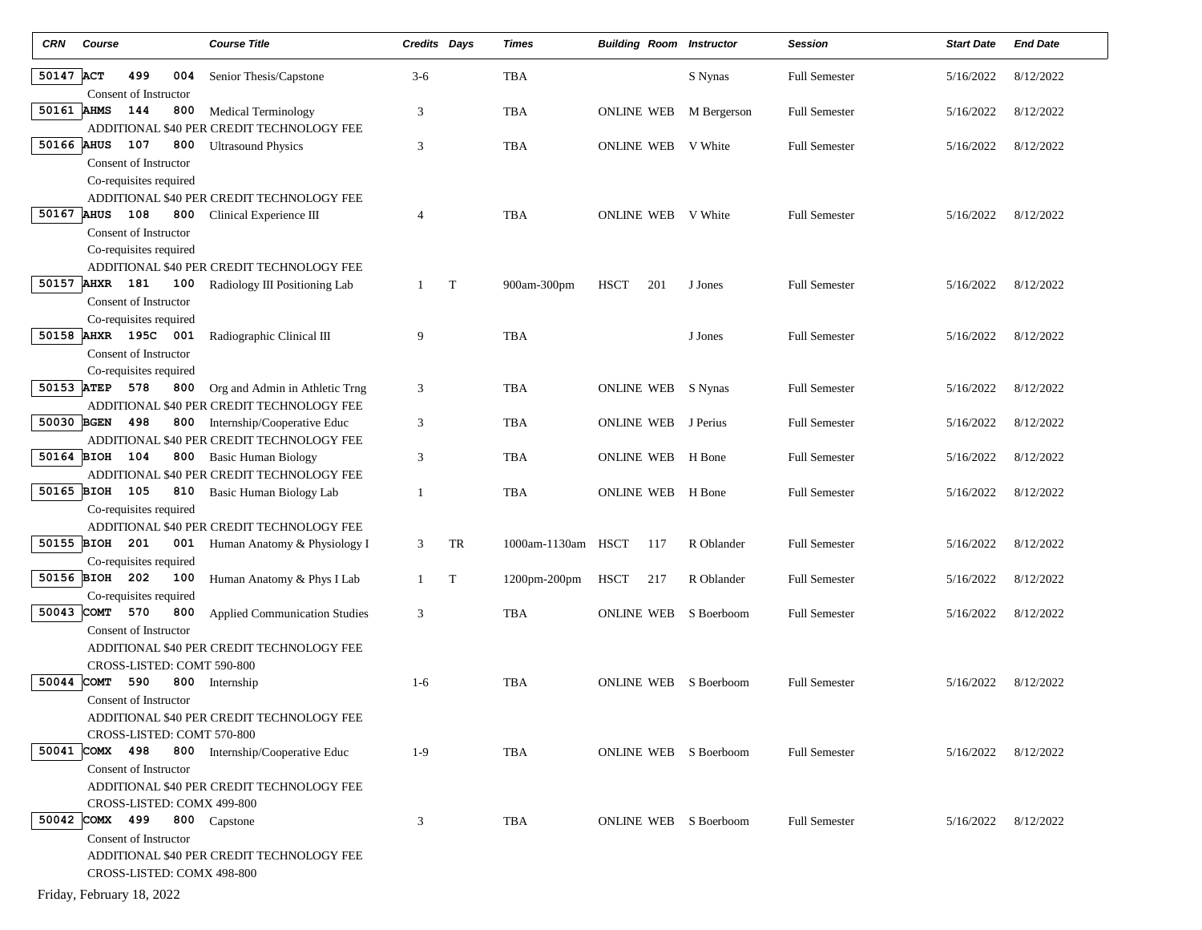| CRN | Course | | | Course Title | Credits | Days | Times | Building | Room | Instructor | Session | Start Date | End Date |
|---|---|---|---|---|---|---|---|---|---|---|---|---|---|
| 50147 | ACT | 499 | 004 | Senior Thesis/Capstone | 3-6 | | TBA | | | S Nynas | Full Semester | 5/16/2022 | 8/12/2022 |
| | Consent of Instructor | | | | | | | | | | | | |
| 50161 | AHMS | 144 | 800 | Medical Terminology | 3 | | TBA | ONLINE | WEB | M Bergerson | Full Semester | 5/16/2022 | 8/12/2022 |
| | ADDITIONAL $40 PER CREDIT TECHNOLOGY FEE | | | | | | | | | | | | |
| 50166 | AHUS | 107 | 800 | Ultrasound Physics | 3 | | TBA | ONLINE | WEB | V White | Full Semester | 5/16/2022 | 8/12/2022 |
| | Consent of Instructor | | | | | | | | | | | | |
| | Co-requisites required | | | | | | | | | | | | |
| | ADDITIONAL $40 PER CREDIT TECHNOLOGY FEE | | | | | | | | | | | | |
| 50167 | AHUS | 108 | 800 | Clinical Experience III | 4 | | TBA | ONLINE | WEB | V White | Full Semester | 5/16/2022 | 8/12/2022 |
| | Consent of Instructor | | | | | | | | | | | | |
| | Co-requisites required | | | | | | | | | | | | |
| | ADDITIONAL $40 PER CREDIT TECHNOLOGY FEE | | | | | | | | | | | | |
| 50157 | AHXR | 181 | 100 | Radiology III Positioning Lab | 1 | T | 900am-300pm | HSCT | 201 | J Jones | Full Semester | 5/16/2022 | 8/12/2022 |
| | Consent of Instructor | | | | | | | | | | | | |
| | Co-requisites required | | | | | | | | | | | | |
| 50158 | AHXR | 195C | 001 | Radiographic Clinical III | 9 | | TBA | | | J Jones | Full Semester | 5/16/2022 | 8/12/2022 |
| | Consent of Instructor | | | | | | | | | | | | |
| | Co-requisites required | | | | | | | | | | | | |
| 50153 | ATEP | 578 | 800 | Org and Admin in Athletic Trng | 3 | | TBA | ONLINE | WEB | S Nynas | Full Semester | 5/16/2022 | 8/12/2022 |
| | ADDITIONAL $40 PER CREDIT TECHNOLOGY FEE | | | | | | | | | | | | |
| 50030 | BGEN | 498 | 800 | Internship/Cooperative Educ | 3 | | TBA | ONLINE | WEB | J Perius | Full Semester | 5/16/2022 | 8/12/2022 |
| | ADDITIONAL $40 PER CREDIT TECHNOLOGY FEE | | | | | | | | | | | | |
| 50164 | BIOH | 104 | 800 | Basic Human Biology | 3 | | TBA | ONLINE | WEB | H Bone | Full Semester | 5/16/2022 | 8/12/2022 |
| | ADDITIONAL $40 PER CREDIT TECHNOLOGY FEE | | | | | | | | | | | | |
| 50165 | BIOH | 105 | 810 | Basic Human Biology Lab | 1 | | TBA | ONLINE | WEB | H Bone | Full Semester | 5/16/2022 | 8/12/2022 |
| | Co-requisites required | | | | | | | | | | | | |
| | ADDITIONAL $40 PER CREDIT TECHNOLOGY FEE | | | | | | | | | | | | |
| 50155 | BIOH | 201 | 001 | Human Anatomy & Physiology I | 3 | TR | 1000am-1130am | HSCT | 117 | R Oblander | Full Semester | 5/16/2022 | 8/12/2022 |
| | Co-requisites required | | | | | | | | | | | | |
| 50156 | BIOH | 202 | 100 | Human Anatomy & Phys I Lab | 1 | T | 1200pm-200pm | HSCT | 217 | R Oblander | Full Semester | 5/16/2022 | 8/12/2022 |
| | Co-requisites required | | | | | | | | | | | | |
| 50043 | COMT | 570 | 800 | Applied Communication Studies | 3 | | TBA | ONLINE | WEB | S Boerboom | Full Semester | 5/16/2022 | 8/12/2022 |
| | Consent of Instructor | | | | | | | | | | | | |
| | ADDITIONAL $40 PER CREDIT TECHNOLOGY FEE | | | | | | | | | | | | |
| | CROSS-LISTED: COMT 590-800 | | | | | | | | | | | | |
| 50044 | COMT | 590 | 800 | Internship | 1-6 | | TBA | ONLINE | WEB | S Boerboom | Full Semester | 5/16/2022 | 8/12/2022 |
| | Consent of Instructor | | | | | | | | | | | | |
| | ADDITIONAL $40 PER CREDIT TECHNOLOGY FEE | | | | | | | | | | | | |
| | CROSS-LISTED: COMT 570-800 | | | | | | | | | | | | |
| 50041 | COMX | 498 | 800 | Internship/Cooperative Educ | 1-9 | | TBA | ONLINE | WEB | S Boerboom | Full Semester | 5/16/2022 | 8/12/2022 |
| | Consent of Instructor | | | | | | | | | | | | |
| | ADDITIONAL $40 PER CREDIT TECHNOLOGY FEE | | | | | | | | | | | | |
| | CROSS-LISTED: COMX 499-800 | | | | | | | | | | | | |
| 50042 | COMX | 499 | 800 | Capstone | 3 | | TBA | ONLINE | WEB | S Boerboom | Full Semester | 5/16/2022 | 8/12/2022 |
| | Consent of Instructor | | | | | | | | | | | | |
| | ADDITIONAL $40 PER CREDIT TECHNOLOGY FEE | | | | | | | | | | | | |
| | CROSS-LISTED: COMX 498-800 | | | | | | | | | | | | |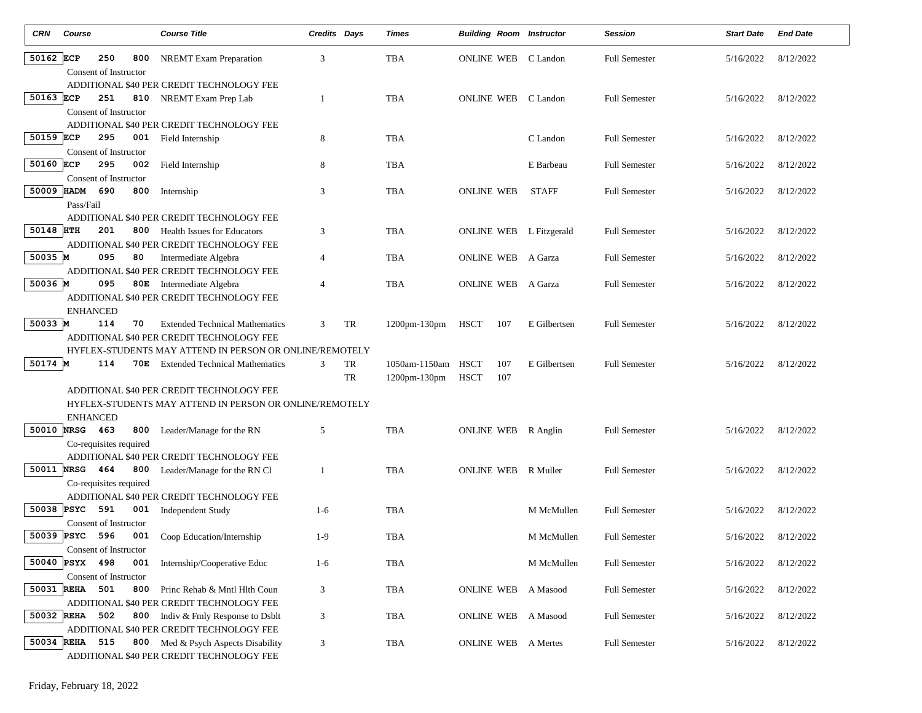| CRN | Course | | | Course Title | Credits | Days | Times | Building | Room | Instructor | Session | Start Date | End Date |
|---|---|---|---|---|---|---|---|---|---|---|---|---|---|
| 50162 | ECP | 250 | 800 | NREMT Exam Preparation | 3 | | TBA | ONLINE | WEB | C Landon | Full Semester | 5/16/2022 | 8/12/2022 |
| | Consent of Instructor | | | | | | | | | | | | |
| | ADDITIONAL $40 PER CREDIT TECHNOLOGY FEE | | | | | | | | | | | | |
| 50163 | ECP | 251 | 810 | NREMT Exam Prep Lab | 1 | | TBA | ONLINE | WEB | C Landon | Full Semester | 5/16/2022 | 8/12/2022 |
| | Consent of Instructor | | | | | | | | | | | | |
| | ADDITIONAL $40 PER CREDIT TECHNOLOGY FEE | | | | | | | | | | | | |
| 50159 | ECP | 295 | 001 | Field Internship | 8 | | TBA | | | C Landon | Full Semester | 5/16/2022 | 8/12/2022 |
| | Consent of Instructor | | | | | | | | | | | | |
| 50160 | ECP | 295 | 002 | Field Internship | 8 | | TBA | | | E Barbeau | Full Semester | 5/16/2022 | 8/12/2022 |
| | Consent of Instructor | | | | | | | | | | | | |
| 50009 | HADM | 690 | 800 | Internship | 3 | | TBA | ONLINE | WEB | STAFF | Full Semester | 5/16/2022 | 8/12/2022 |
| | Pass/Fail | | | | | | | | | | | | |
| | ADDITIONAL $40 PER CREDIT TECHNOLOGY FEE | | | | | | | | | | | | |
| 50148 | HTH | 201 | 800 | Health Issues for Educators | 3 | | TBA | ONLINE | WEB | L Fitzgerald | Full Semester | 5/16/2022 | 8/12/2022 |
| | ADDITIONAL $40 PER CREDIT TECHNOLOGY FEE | | | | | | | | | | | | |
| 50035 | M | 095 | 80 | Intermediate Algebra | 4 | | TBA | ONLINE | WEB | A Garza | Full Semester | 5/16/2022 | 8/12/2022 |
| | ADDITIONAL $40 PER CREDIT TECHNOLOGY FEE | | | | | | | | | | | | |
| 50036 | M | 095 | 80E | Intermediate Algebra | 4 | | TBA | ONLINE | WEB | A Garza | Full Semester | 5/16/2022 | 8/12/2022 |
| | ADDITIONAL $40 PER CREDIT TECHNOLOGY FEE | | | | | | | | | | | | |
| | ENHANCED | | | | | | | | | | | | |
| 50033 | M | 114 | 70 | Extended Technical Mathematics | 3 | TR | 1200pm-130pm | HSCT | 107 | E Gilbertsen | Full Semester | 5/16/2022 | 8/12/2022 |
| | ADDITIONAL $40 PER CREDIT TECHNOLOGY FEE | | | | | | | | | | | | |
| | HYFLEX-STUDENTS MAY ATTEND IN PERSON OR ONLINE/REMOTELY | | | | | | | | | | | | |
| 50174 | M | 114 | 70E | Extended Technical Mathematics | 3 | TR | 1050am-1150am | HSCT | 107 | E Gilbertsen | Full Semester | 5/16/2022 | 8/12/2022 |
| | | | | | | TR | 1200pm-130pm | HSCT | 107 | | | | |
| | ADDITIONAL $40 PER CREDIT TECHNOLOGY FEE | | | | | | | | | | | | |
| | HYFLEX-STUDENTS MAY ATTEND IN PERSON OR ONLINE/REMOTELY | | | | | | | | | | | | |
| | ENHANCED | | | | | | | | | | | | |
| 50010 | NRSG | 463 | 800 | Leader/Manage for the RN | 5 | | TBA | ONLINE | WEB | R Anglin | Full Semester | 5/16/2022 | 8/12/2022 |
| | Co-requisites required | | | | | | | | | | | | |
| | ADDITIONAL $40 PER CREDIT TECHNOLOGY FEE | | | | | | | | | | | | |
| 50011 | NRSG | 464 | 800 | Leader/Manage for the RN Cl | 1 | | TBA | ONLINE | WEB | R Muller | Full Semester | 5/16/2022 | 8/12/2022 |
| | Co-requisites required | | | | | | | | | | | | |
| | ADDITIONAL $40 PER CREDIT TECHNOLOGY FEE | | | | | | | | | | | | |
| 50038 | PSYC | 591 | 001 | Independent Study | 1-6 | | TBA | | | M McMullen | Full Semester | 5/16/2022 | 8/12/2022 |
| | Consent of Instructor | | | | | | | | | | | | |
| 50039 | PSYC | 596 | 001 | Coop Education/Internship | 1-9 | | TBA | | | M McMullen | Full Semester | 5/16/2022 | 8/12/2022 |
| | Consent of Instructor | | | | | | | | | | | | |
| 50040 | PSYX | 498 | 001 | Internship/Cooperative Educ | 1-6 | | TBA | | | M McMullen | Full Semester | 5/16/2022 | 8/12/2022 |
| | Consent of Instructor | | | | | | | | | | | | |
| 50031 | REHA | 501 | 800 | Princ Rehab & Mntl Hlth Coun | 3 | | TBA | ONLINE | WEB | A Masood | Full Semester | 5/16/2022 | 8/12/2022 |
| | ADDITIONAL $40 PER CREDIT TECHNOLOGY FEE | | | | | | | | | | | | |
| 50032 | REHA | 502 | 800 | Indiv & Fmly Response to Dsblt | 3 | | TBA | ONLINE | WEB | A Masood | Full Semester | 5/16/2022 | 8/12/2022 |
| | ADDITIONAL $40 PER CREDIT TECHNOLOGY FEE | | | | | | | | | | | | |
| 50034 | REHA | 515 | 800 | Med & Psych Aspects Disability | 3 | | TBA | ONLINE | WEB | A Mertes | Full Semester | 5/16/2022 | 8/12/2022 |
| | ADDITIONAL $40 PER CREDIT TECHNOLOGY FEE | | | | | | | | | | | | |

Friday, February 18, 2022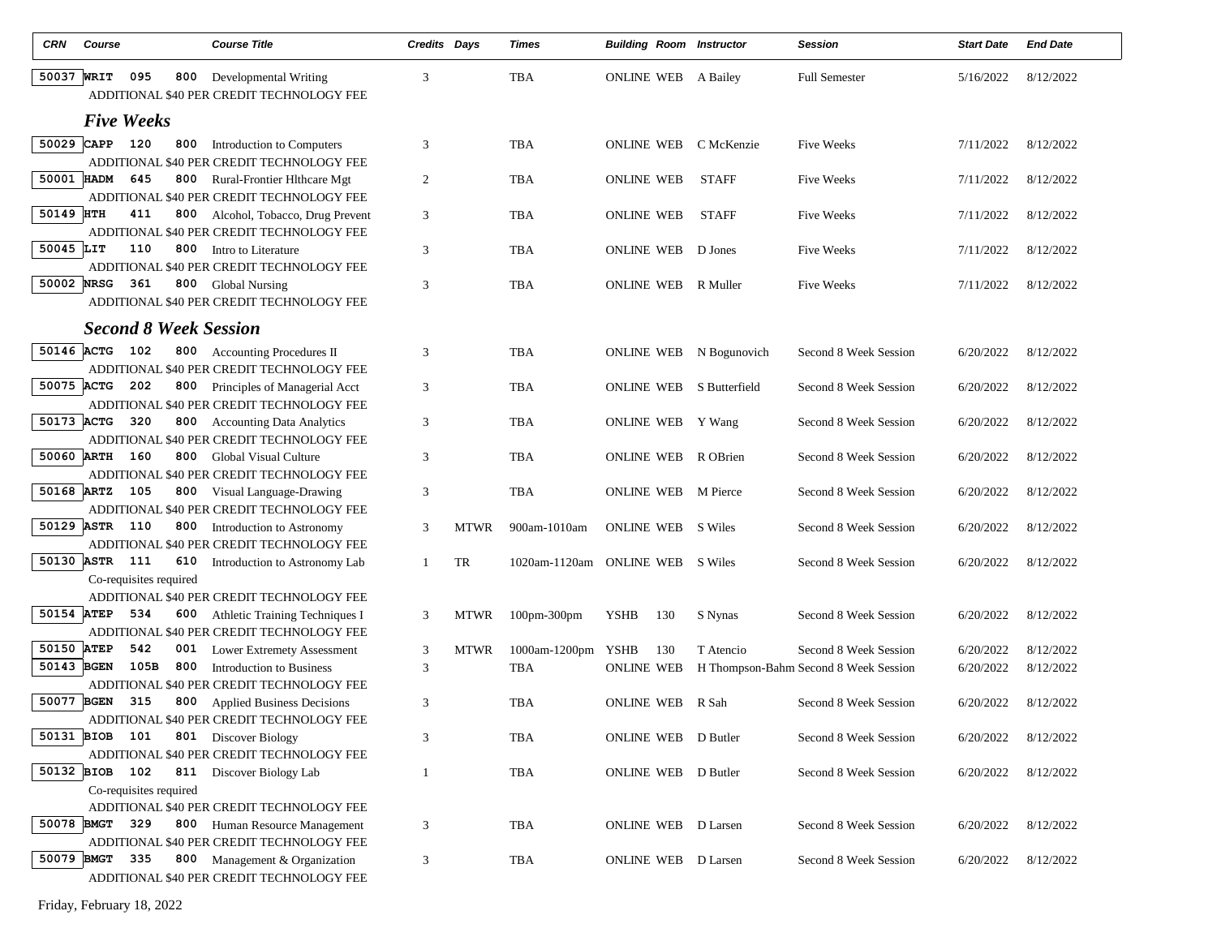| CRN | Course | | | Course Title | Credits | Days | Times | Building | Room | Instructor | Session | Start Date | End Date |
|---|---|---|---|---|---|---|---|---|---|---|---|---|---|
| 50037 | WRIT | 095 | 800 | Developmental Writing | 3 | | TBA | ONLINE | WEB | A Bailey | Full Semester | 5/16/2022 | 8/12/2022 |
| | | | | ADDITIONAL $40 PER CREDIT TECHNOLOGY FEE | | | | | | | | | |

## *Five Weeks*

| CRN | Course | | | Course Title | Credits | Days | Times | Building | Room | Instructor | Session | Start Date | End Date |
|---|---|---|---|---|---|---|---|---|---|---|---|---|---|
| 50029 | CAPP | 120 | 800 | Introduction to Computers | 3 | | TBA | ONLINE | WEB | C McKenzie | Five Weeks | 7/11/2022 | 8/12/2022 |
| | | | | ADDITIONAL $40 PER CREDIT TECHNOLOGY FEE | | | | | | | | | |
| 50001 | HADM | 645 | 800 | Rural-Frontier Hlthcare Mgt | 2 | | TBA | ONLINE | WEB | STAFF | Five Weeks | 7/11/2022 | 8/12/2022 |
| | | | | ADDITIONAL $40 PER CREDIT TECHNOLOGY FEE | | | | | | | | | |
| 50149 | HTH | 411 | 800 | Alcohol, Tobacco, Drug Prevent | 3 | | TBA | ONLINE | WEB | STAFF | Five Weeks | 7/11/2022 | 8/12/2022 |
| | | | | ADDITIONAL $40 PER CREDIT TECHNOLOGY FEE | | | | | | | | | |
| 50045 | LIT | 110 | 800 | Intro to Literature | 3 | | TBA | ONLINE | WEB | D Jones | Five Weeks | 7/11/2022 | 8/12/2022 |
| | | | | ADDITIONAL $40 PER CREDIT TECHNOLOGY FEE | | | | | | | | | |
| 50002 | NRSG | 361 | 800 | Global Nursing | 3 | | TBA | ONLINE | WEB | R Muller | Five Weeks | 7/11/2022 | 8/12/2022 |
| | | | | ADDITIONAL $40 PER CREDIT TECHNOLOGY FEE | | | | | | | | | |

## *Second 8 Week Session*

| CRN | Course | | | Course Title | Credits | Days | Times | Building | Room | Instructor | Session | Start Date | End Date |
|---|---|---|---|---|---|---|---|---|---|---|---|---|---|
| 50146 | ACTG | 102 | 800 | Accounting Procedures II | 3 | | TBA | ONLINE | WEB | N Bogunovich | Second 8 Week Session | 6/20/2022 | 8/12/2022 |
| | | | | ADDITIONAL $40 PER CREDIT TECHNOLOGY FEE | | | | | | | | | |
| 50075 | ACTG | 202 | 800 | Principles of Managerial Acct | 3 | | TBA | ONLINE | WEB | S Butterfield | Second 8 Week Session | 6/20/2022 | 8/12/2022 |
| | | | | ADDITIONAL $40 PER CREDIT TECHNOLOGY FEE | | | | | | | | | |
| 50173 | ACTG | 320 | 800 | Accounting Data Analytics | 3 | | TBA | ONLINE | WEB | Y Wang | Second 8 Week Session | 6/20/2022 | 8/12/2022 |
| | | | | ADDITIONAL $40 PER CREDIT TECHNOLOGY FEE | | | | | | | | | |
| 50060 | ARTH | 160 | 800 | Global Visual Culture | 3 | | TBA | ONLINE | WEB | R OBrien | Second 8 Week Session | 6/20/2022 | 8/12/2022 |
| | | | | ADDITIONAL $40 PER CREDIT TECHNOLOGY FEE | | | | | | | | | |
| 50168 | ARTZ | 105 | 800 | Visual Language-Drawing | 3 | | TBA | ONLINE | WEB | M Pierce | Second 8 Week Session | 6/20/2022 | 8/12/2022 |
| | | | | ADDITIONAL $40 PER CREDIT TECHNOLOGY FEE | | | | | | | | | |
| 50129 | ASTR | 110 | 800 | Introduction to Astronomy | 3 | MTWR | 900am-1010am | ONLINE | WEB | S Wiles | Second 8 Week Session | 6/20/2022 | 8/12/2022 |
| | | | | ADDITIONAL $40 PER CREDIT TECHNOLOGY FEE | | | | | | | | | |
| 50130 | ASTR | 111 | 610 | Introduction to Astronomy Lab | 1 | TR | 1020am-1120am | ONLINE | WEB | S Wiles | Second 8 Week Session | 6/20/2022 | 8/12/2022 |
| | | | | Co-requisites required | | | | | | | | | |
| | | | | ADDITIONAL $40 PER CREDIT TECHNOLOGY FEE | | | | | | | | | |
| 50154 | ATEP | 534 | 600 | Athletic Training Techniques I | 3 | MTWR | 100pm-300pm | YSHB | 130 | S Nynas | Second 8 Week Session | 6/20/2022 | 8/12/2022 |
| | | | | ADDITIONAL $40 PER CREDIT TECHNOLOGY FEE | | | | | | | | | |
| 50150 | ATEP | 542 | 001 | Lower Extremety Assessment | 3 | MTWR | 1000am-1200pm | YSHB | 130 | T Atencio | Second 8 Week Session | 6/20/2022 | 8/12/2022 |
| 50143 | BGEN | 105B | 800 | Introduction to Business | 3 | | TBA | ONLINE | WEB | H Thompson-Bahm | Second 8 Week Session | 6/20/2022 | 8/12/2022 |
| | | | | ADDITIONAL $40 PER CREDIT TECHNOLOGY FEE | | | | | | | | | |
| 50077 | BGEN | 315 | 800 | Applied Business Decisions | 3 | | TBA | ONLINE | WEB | R Sah | Second 8 Week Session | 6/20/2022 | 8/12/2022 |
| | | | | ADDITIONAL $40 PER CREDIT TECHNOLOGY FEE | | | | | | | | | |
| 50131 | BIOB | 101 | 801 | Discover Biology | 3 | | TBA | ONLINE | WEB | D Butler | Second 8 Week Session | 6/20/2022 | 8/12/2022 |
| | | | | ADDITIONAL $40 PER CREDIT TECHNOLOGY FEE | | | | | | | | | |
| 50132 | BIOB | 102 | 811 | Discover Biology Lab | 1 | | TBA | ONLINE | WEB | D Butler | Second 8 Week Session | 6/20/2022 | 8/12/2022 |
| | | | | Co-requisites required | | | | | | | | | |
| | | | | ADDITIONAL $40 PER CREDIT TECHNOLOGY FEE | | | | | | | | | |
| 50078 | BMGT | 329 | 800 | Human Resource Management | 3 | | TBA | ONLINE | WEB | D Larsen | Second 8 Week Session | 6/20/2022 | 8/12/2022 |
| | | | | ADDITIONAL $40 PER CREDIT TECHNOLOGY FEE | | | | | | | | | |
| 50079 | BMGT | 335 | 800 | Management & Organization | 3 | | TBA | ONLINE | WEB | D Larsen | Second 8 Week Session | 6/20/2022 | 8/12/2022 |
| | | | | ADDITIONAL $40 PER CREDIT TECHNOLOGY FEE | | | | | | | | | |

Friday, February 18, 2022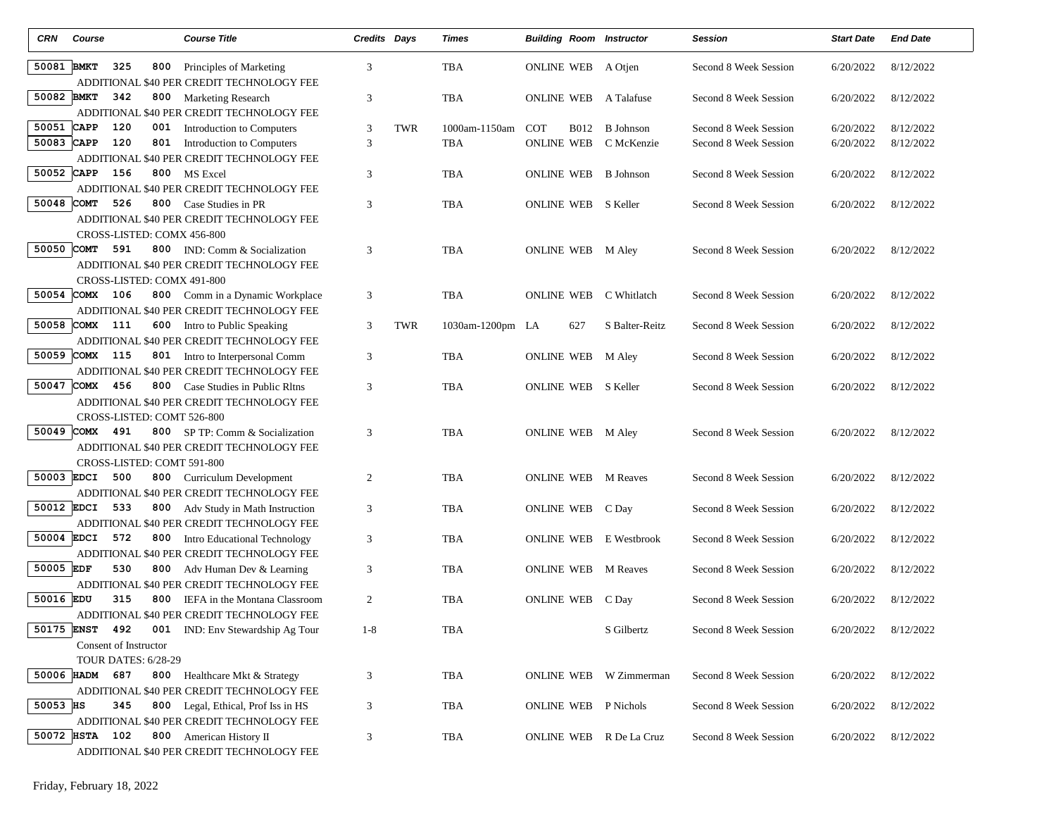| CRN | Course | | | Course Title | Credits | Days | Times | Building | Room | Instructor | Session | Start Date | End Date |
|---|---|---|---|---|---|---|---|---|---|---|---|---|---|
| 50081 | BMKT | 325 | 800 | Principles of Marketing | 3 | | TBA | ONLINE | WEB | A Otjen | Second 8 Week Session | 6/20/2022 | 8/12/2022 |
| | | | | ADDITIONAL $40 PER CREDIT TECHNOLOGY FEE | | | | | | | | | |
| 50082 | BMKT | 342 | 800 | Marketing Research | 3 | | TBA | ONLINE | WEB | A Talafuse | Second 8 Week Session | 6/20/2022 | 8/12/2022 |
| | | | | ADDITIONAL $40 PER CREDIT TECHNOLOGY FEE | | | | | | | | | |
| 50051 | CAPP | 120 | 001 | Introduction to Computers | 3 | TWR | 1000am-1150am | COT | B012 | B Johnson | Second 8 Week Session | 6/20/2022 | 8/12/2022 |
| 50083 | CAPP | 120 | 801 | Introduction to Computers | 3 | | TBA | ONLINE | WEB | C McKenzie | Second 8 Week Session | 6/20/2022 | 8/12/2022 |
| | | | | ADDITIONAL $40 PER CREDIT TECHNOLOGY FEE | | | | | | | | | |
| 50052 | CAPP | 156 | 800 | MS Excel | 3 | | TBA | ONLINE | WEB | B Johnson | Second 8 Week Session | 6/20/2022 | 8/12/2022 |
| | | | | ADDITIONAL $40 PER CREDIT TECHNOLOGY FEE | | | | | | | | | |
| 50048 | COMT | 526 | 800 | Case Studies in PR | 3 | | TBA | ONLINE | WEB | S Keller | Second 8 Week Session | 6/20/2022 | 8/12/2022 |
| | | | | ADDITIONAL $40 PER CREDIT TECHNOLOGY FEE | | | | | | | | | |
| | | | | CROSS-LISTED: COMX 456-800 | | | | | | | | | |
| 50050 | COMT | 591 | 800 | IND: Comm & Socialization | 3 | | TBA | ONLINE | WEB | M Aley | Second 8 Week Session | 6/20/2022 | 8/12/2022 |
| | | | | ADDITIONAL $40 PER CREDIT TECHNOLOGY FEE | | | | | | | | | |
| | | | | CROSS-LISTED: COMX 491-800 | | | | | | | | | |
| 50054 | COMX | 106 | 800 | Comm in a Dynamic Workplace | 3 | | TBA | ONLINE | WEB | C Whitlatch | Second 8 Week Session | 6/20/2022 | 8/12/2022 |
| | | | | ADDITIONAL $40 PER CREDIT TECHNOLOGY FEE | | | | | | | | | |
| 50058 | COMX | 111 | 600 | Intro to Public Speaking | 3 | TWR | 1030am-1200pm | LA | 627 | S Balter-Reitz | Second 8 Week Session | 6/20/2022 | 8/12/2022 |
| | | | | ADDITIONAL $40 PER CREDIT TECHNOLOGY FEE | | | | | | | | | |
| 50059 | COMX | 115 | 801 | Intro to Interpersonal Comm | 3 | | TBA | ONLINE | WEB | M Aley | Second 8 Week Session | 6/20/2022 | 8/12/2022 |
| | | | | ADDITIONAL $40 PER CREDIT TECHNOLOGY FEE | | | | | | | | | |
| 50047 | COMX | 456 | 800 | Case Studies in Public Rltns | 3 | | TBA | ONLINE | WEB | S Keller | Second 8 Week Session | 6/20/2022 | 8/12/2022 |
| | | | | ADDITIONAL $40 PER CREDIT TECHNOLOGY FEE | | | | | | | | | |
| | | | | CROSS-LISTED: COMT 526-800 | | | | | | | | | |
| 50049 | COMX | 491 | 800 | SP TP: Comm & Socialization | 3 | | TBA | ONLINE | WEB | M Aley | Second 8 Week Session | 6/20/2022 | 8/12/2022 |
| | | | | ADDITIONAL $40 PER CREDIT TECHNOLOGY FEE | | | | | | | | | |
| | | | | CROSS-LISTED: COMT 591-800 | | | | | | | | | |
| 50003 | EDCI | 500 | 800 | Curriculum Development | 2 | | TBA | ONLINE | WEB | M Reaves | Second 8 Week Session | 6/20/2022 | 8/12/2022 |
| | | | | ADDITIONAL $40 PER CREDIT TECHNOLOGY FEE | | | | | | | | | |
| 50012 | EDCI | 533 | 800 | Adv Study in Math Instruction | 3 | | TBA | ONLINE | WEB | C Day | Second 8 Week Session | 6/20/2022 | 8/12/2022 |
| | | | | ADDITIONAL $40 PER CREDIT TECHNOLOGY FEE | | | | | | | | | |
| 50004 | EDCI | 572 | 800 | Intro Educational Technology | 3 | | TBA | ONLINE | WEB | E Westbrook | Second 8 Week Session | 6/20/2022 | 8/12/2022 |
| | | | | ADDITIONAL $40 PER CREDIT TECHNOLOGY FEE | | | | | | | | | |
| 50005 | EDF | 530 | 800 | Adv Human Dev & Learning | 3 | | TBA | ONLINE | WEB | M Reaves | Second 8 Week Session | 6/20/2022 | 8/12/2022 |
| | | | | ADDITIONAL $40 PER CREDIT TECHNOLOGY FEE | | | | | | | | | |
| 50016 | EDU | 315 | 800 | IEFA in the Montana Classroom | 2 | | TBA | ONLINE | WEB | C Day | Second 8 Week Session | 6/20/2022 | 8/12/2022 |
| | | | | ADDITIONAL $40 PER CREDIT TECHNOLOGY FEE | | | | | | | | | |
| 50175 | ENST | 492 | 001 | IND: Env Stewardship Ag Tour | 1-8 | | TBA | | | S Gilbertz | Second 8 Week Session | 6/20/2022 | 8/12/2022 |
| | | | | Consent of Instructor | | | | | | | | | |
| | | | | TOUR DATES: 6/28-29 | | | | | | | | | |
| 50006 | HADM | 687 | 800 | Healthcare Mkt & Strategy | 3 | | TBA | ONLINE | WEB | W Zimmerman | Second 8 Week Session | 6/20/2022 | 8/12/2022 |
| | | | | ADDITIONAL $40 PER CREDIT TECHNOLOGY FEE | | | | | | | | | |
| 50053 | HS | 345 | 800 | Legal, Ethical, Prof Iss in HS | 3 | | TBA | ONLINE | WEB | P Nichols | Second 8 Week Session | 6/20/2022 | 8/12/2022 |
| | | | | ADDITIONAL $40 PER CREDIT TECHNOLOGY FEE | | | | | | | | | |
| 50072 | HSTA | 102 | 800 | American History II | 3 | | TBA | ONLINE | WEB | R De La Cruz | Second 8 Week Session | 6/20/2022 | 8/12/2022 |
| | | | | ADDITIONAL $40 PER CREDIT TECHNOLOGY FEE | | | | | | | | | |

Friday, February 18, 2022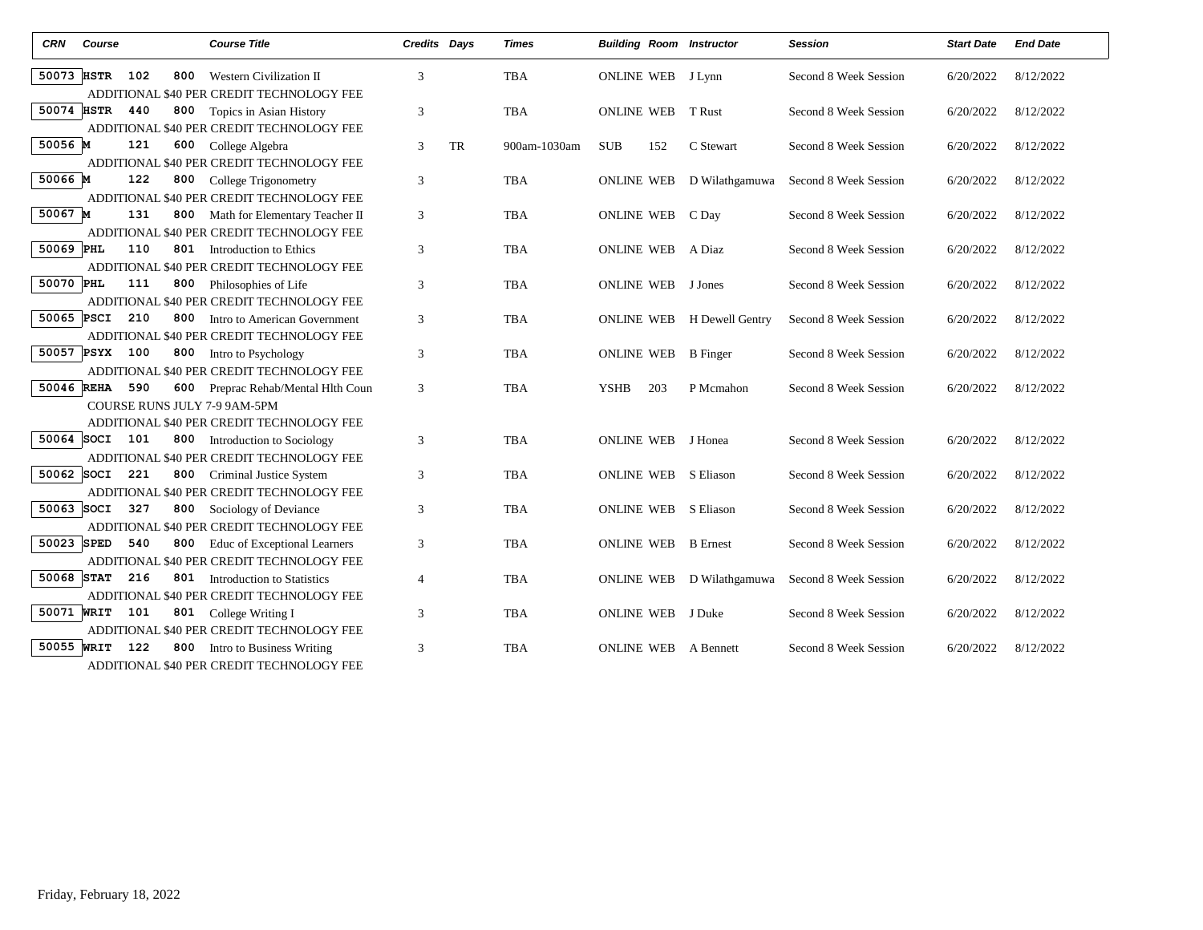| CRN | Course | | | Course Title | Credits | Days | Times | Building | Room | Instructor | Session | Start Date | End Date |
|---|---|---|---|---|---|---|---|---|---|---|---|---|---|
| 50073 | HSTR | 102 | 800 | Western Civilization II | 3 | | TBA | ONLINE | WEB | J Lynn | Second 8 Week Session | 6/20/2022 | 8/12/2022 |
| | ADDITIONAL $40 PER CREDIT TECHNOLOGY FEE | | | | | | | | | | | | |
| 50074 | HSTR | 440 | 800 | Topics in Asian History | 3 | | TBA | ONLINE | WEB | T Rust | Second 8 Week Session | 6/20/2022 | 8/12/2022 |
| | ADDITIONAL $40 PER CREDIT TECHNOLOGY FEE | | | | | | | | | | | | |
| 50056 | M | 121 | 600 | College Algebra | 3 | TR | 900am-1030am | SUB | 152 | C Stewart | Second 8 Week Session | 6/20/2022 | 8/12/2022 |
| | ADDITIONAL $40 PER CREDIT TECHNOLOGY FEE | | | | | | | | | | | | |
| 50066 | M | 122 | 800 | College Trigonometry | 3 | | TBA | ONLINE | WEB | D Wilathgamuwa | Second 8 Week Session | 6/20/2022 | 8/12/2022 |
| | ADDITIONAL $40 PER CREDIT TECHNOLOGY FEE | | | | | | | | | | | | |
| 50067 | M | 131 | 800 | Math for Elementary Teacher II | 3 | | TBA | ONLINE | WEB | C Day | Second 8 Week Session | 6/20/2022 | 8/12/2022 |
| | ADDITIONAL $40 PER CREDIT TECHNOLOGY FEE | | | | | | | | | | | | |
| 50069 | PHL | 110 | 801 | Introduction to Ethics | 3 | | TBA | ONLINE | WEB | A Diaz | Second 8 Week Session | 6/20/2022 | 8/12/2022 |
| | ADDITIONAL $40 PER CREDIT TECHNOLOGY FEE | | | | | | | | | | | | |
| 50070 | PHL | 111 | 800 | Philosophies of Life | 3 | | TBA | ONLINE | WEB | J Jones | Second 8 Week Session | 6/20/2022 | 8/12/2022 |
| | ADDITIONAL $40 PER CREDIT TECHNOLOGY FEE | | | | | | | | | | | | |
| 50065 | PSCI | 210 | 800 | Intro to American Government | 3 | | TBA | ONLINE | WEB | H Dewell Gentry | Second 8 Week Session | 6/20/2022 | 8/12/2022 |
| | ADDITIONAL $40 PER CREDIT TECHNOLOGY FEE | | | | | | | | | | | | |
| 50057 | PSYX | 100 | 800 | Intro to Psychology | 3 | | TBA | ONLINE | WEB | B Finger | Second 8 Week Session | 6/20/2022 | 8/12/2022 |
| | ADDITIONAL $40 PER CREDIT TECHNOLOGY FEE | | | | | | | | | | | | |
| 50046 | REHA | 590 | 600 | Preprac Rehab/Mental Hlth Coun | 3 | | TBA | YSHB | 203 | P Mcmahon | Second 8 Week Session | 6/20/2022 | 8/12/2022 |
| | COURSE RUNS JULY 7-9 9AM-5PM | | | | | | | | | | | | |
| | ADDITIONAL $40 PER CREDIT TECHNOLOGY FEE | | | | | | | | | | | | |
| 50064 | SOCI | 101 | 800 | Introduction to Sociology | 3 | | TBA | ONLINE | WEB | J Honea | Second 8 Week Session | 6/20/2022 | 8/12/2022 |
| | ADDITIONAL $40 PER CREDIT TECHNOLOGY FEE | | | | | | | | | | | | |
| 50062 | SOCI | 221 | 800 | Criminal Justice System | 3 | | TBA | ONLINE | WEB | S Eliason | Second 8 Week Session | 6/20/2022 | 8/12/2022 |
| | ADDITIONAL $40 PER CREDIT TECHNOLOGY FEE | | | | | | | | | | | | |
| 50063 | SOCI | 327 | 800 | Sociology of Deviance | 3 | | TBA | ONLINE | WEB | S Eliason | Second 8 Week Session | 6/20/2022 | 8/12/2022 |
| | ADDITIONAL $40 PER CREDIT TECHNOLOGY FEE | | | | | | | | | | | | |
| 50023 | SPED | 540 | 800 | Educ of Exceptional Learners | 3 | | TBA | ONLINE | WEB | B Ernest | Second 8 Week Session | 6/20/2022 | 8/12/2022 |
| | ADDITIONAL $40 PER CREDIT TECHNOLOGY FEE | | | | | | | | | | | | |
| 50068 | STAT | 216 | 801 | Introduction to Statistics | 4 | | TBA | ONLINE | WEB | D Wilathgamuwa | Second 8 Week Session | 6/20/2022 | 8/12/2022 |
| | ADDITIONAL $40 PER CREDIT TECHNOLOGY FEE | | | | | | | | | | | | |
| 50071 | WRIT | 101 | 801 | College Writing I | 3 | | TBA | ONLINE | WEB | J Duke | Second 8 Week Session | 6/20/2022 | 8/12/2022 |
| | ADDITIONAL $40 PER CREDIT TECHNOLOGY FEE | | | | | | | | | | | | |
| 50055 | WRIT | 122 | 800 | Intro to Business Writing | 3 | | TBA | ONLINE | WEB | A Bennett | Second 8 Week Session | 6/20/2022 | 8/12/2022 |
| | ADDITIONAL $40 PER CREDIT TECHNOLOGY FEE | | | | | | | | | | | | |